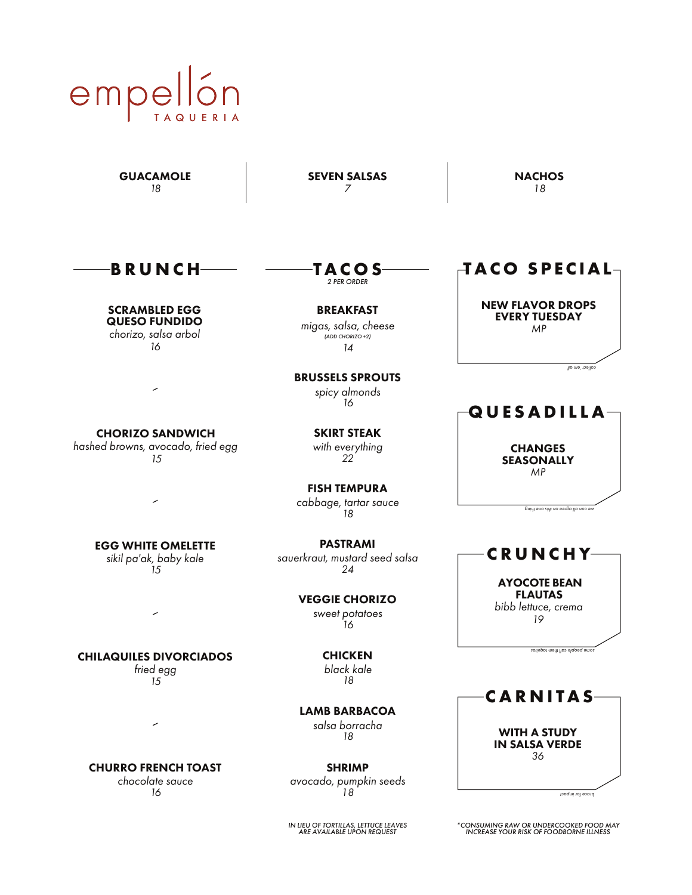# empellón

TAQUERIA

**GUACAMOLE**
*18*

**SEVEN SALSAS**
*7*

**NACHOS**
*18*

## BRUNCH

**SCRAMBLED EGG QUESO FUNDIDO**
*chorizo, salsa arbol*
*16*

**CHORIZO SANDWICH**
*hashed browns, avocado, fried egg*
*15*

**EGG WHITE OMELETTE**
*sikil pa'ak, baby kale*
*15*

**CHILAQUILES DIVORCIADOS**
*fried egg*
*15*

**CHURRO FRENCH TOAST**
*chocolate sauce*
*16*

## TACOS

*2 PER ORDER*

**BREAKFAST**
*migas, salsa, cheese*
*(ADD CHORIZO +2)*
*14*

**BRUSSELS SPROUTS**
*spicy almonds*
*16*

**SKIRT STEAK**
*with everything*
*22*

**FISH TEMPURA**
*cabbage, tartar sauce*
*18*

**PASTRAMI**
*sauerkraut, mustard seed salsa*
*24*

**VEGGIE CHORIZO**
*sweet potatoes*
*16*

**CHICKEN**
*black kale*
*18*

**LAMB BARBACOA**
*salsa borracha*
*18*

**SHRIMP**
*avocado, pumpkin seeds*
*18*

*IN LIEU OF TORTILLAS, LETTUCE LEAVES ARE AVAILABLE UPON REQUEST*

## TACO SPECIAL

**NEW FLAVOR DROPS EVERY TUESDAY**
*MP*

*collect 'em all*

## QUESADILLA

**CHANGES SEASONALLY**
*MP*

*we can all agree on this one thing*

## CRUNCHY

**AYOCOTE BEAN FLAUTAS**
*bibb lettuce, crema*
*19*

*some people call them taquitos*

## CARNITAS

**WITH A STUDY IN SALSA VERDE**
*36*

*brace for impact*

*\*CONSUMING RAW OR UNDERCOOKED FOOD MAY INCREASE YOUR RISK OF FOODBORNE ILLNESS*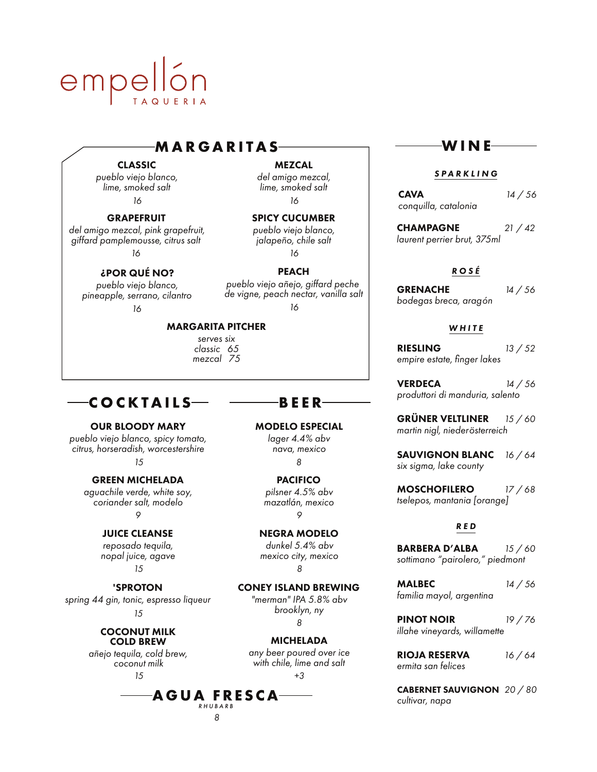# empellón

TAQUERIA

## MARGARITAS

**CLASSIC**
*pueblo viejo blanco, lime, smoked salt*
*16*

**MEZCAL**
*del amigo mezcal, lime, smoked salt*
*16*

**GRAPEFRUIT**
*del amigo mezcal, pink grapefruit, giffard pamplemousse, citrus salt*
*16*

**SPICY CUCUMBER**
*pueblo viejo blanco, jalapeño, chile salt*
*16*

**¿POR QUÉ NO?**
*pueblo viejo blanco, pineapple, serrano, cilantro*
*16*

**PEACH**
*pueblo viejo añejo, giffard peche de vigne, peach nectar, vanilla salt*
*16*

**MARGARITA PITCHER**
*serves six*
*classic 65*
*mezcal 75*

## COCKTAILS

**OUR BLOODY MARY**
*pueblo viejo blanco, spicy tomato, citrus, horseradish, worcestershire*
*15*

**GREEN MICHELADA**
*aguachile verde, white soy, coriander salt, modelo*
*9*

**JUICE CLEANSE**
*reposado tequila, nopal juice, agave*
*15*

**'SPROTON**
*spring 44 gin, tonic, espresso liqueur*
*15*

**COCONUT MILK COLD BREW**
*añejo tequila, cold brew, coconut milk*
*15*

## BEER

**MODELO ESPECIAL**
*lager 4.4% abv*
*nava, mexico*
*8*

**PACIFICO**
*pilsner 4.5% abv*
*mazatlán, mexico*
*9*

**NEGRA MODELO**
*dunkel 5.4% abv*
*mexico city, mexico*
*8*

**CONEY ISLAND BREWING**
*"merman" IPA 5.8% abv*
*brooklyn, ny*
*8*

**MICHELADA**
*any beer poured over ice with chile, lime and salt*
*+3*

## AGUA FRESCA

*RHUBARB*
*8*

## WINE

### *SPARKLING*

**CAVA** *14 / 56*
*conquilla, catalonia*

**CHAMPAGNE** *21 / 42*
*laurent perrier brut, 375ml*

### *ROSÉ*

**GRENACHE** *14 / 56*
*bodegas breca, aragón*

### *WHITE*

**RIESLING** *13 / 52*
*empire estate, finger lakes*

**VERDECA** *14 / 56*
*produttori di manduria, salento*

**GRÜNER VELTLINER** *15 / 60*
*martin nigl, niederösterreich*

**SAUVIGNON BLANC** *16 / 64*
*six sigma, lake county*

**MOSCHOFILERO** *17 / 68*
*tselepos, mantania [orange]*

### *RED*

**BARBERA D'ALBA** *15 / 60*
*sottimano "pairolero," piedmont*

**MALBEC** *14 / 56*
*familia mayol, argentina*

**PINOT NOIR** *19 / 76*
*illahe vineyards, willamette*

**RIOJA RESERVA** *16 / 64*
*ermita san felices*

**CABERNET SAUVIGNON** *20 / 80*
*cultivar, napa*